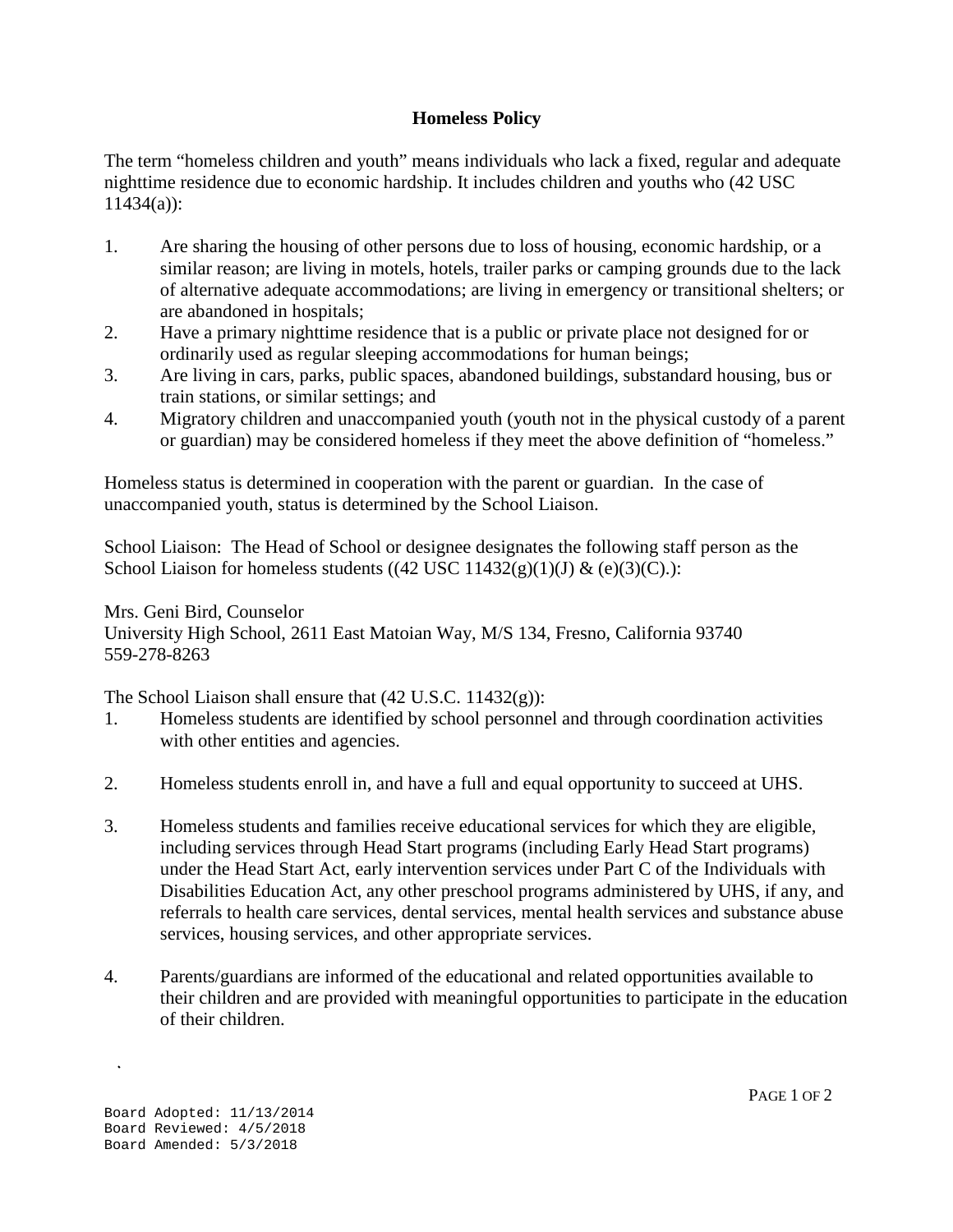## Homeless Policy

The term "homeless children and youth" means individuals who lack a fixed, regular and adequate nighttime residence due to economic hardship. It includes children and youths who (42 USC 11434(a)):

1. Are sharing the housing of other persons due to loss of housing, economic hardship, or a similar reason; are living in motels, hotels, trailer parks or camping grounds due to the lack of alternative adequate accommodations; are living in emergency or transitional shelters; or are abandoned in hospitals;
2. Have a primary nighttime residence that is a public or private place not designed for or ordinarily used as regular sleeping accommodations for human beings;
3. Are living in cars, parks, public spaces, abandoned buildings, substandard housing, bus or train stations, or similar settings; and
4. Migratory children and unaccompanied youth (youth not in the physical custody of a parent or guardian) may be considered homeless if they meet the above definition of "homeless."

Homeless status is determined in cooperation with the parent or guardian. In the case of unaccompanied youth, status is determined by the School Liaison.

School Liaison: The Head of School or designee designates the following staff person as the School Liaison for homeless students ((42 USC 11432(g)(1)(J) & (e)(3)(C).):

Mrs. Geni Bird, Counselor
University High School, 2611 East Matoian Way, M/S 134, Fresno, California 93740
559-278-8263

The School Liaison shall ensure that (42 U.S.C. 11432(g)):

1. Homeless students are identified by school personnel and through coordination activities with other entities and agencies.

2. Homeless students enroll in, and have a full and equal opportunity to succeed at UHS.

3. Homeless students and families receive educational services for which they are eligible, including services through Head Start programs (including Early Head Start programs) under the Head Start Act, early intervention services under Part C of the Individuals with Disabilities Education Act, any other preschool programs administered by UHS, if any, and referrals to health care services, dental services, mental health services and substance abuse services, housing services, and other appropriate services.

4. Parents/guardians are informed of the educational and related opportunities available to their children and are provided with meaningful opportunities to participate in the education of their children.

Board Adopted: 11/13/2014
Board Reviewed: 4/5/2018
Board Amended: 5/3/2018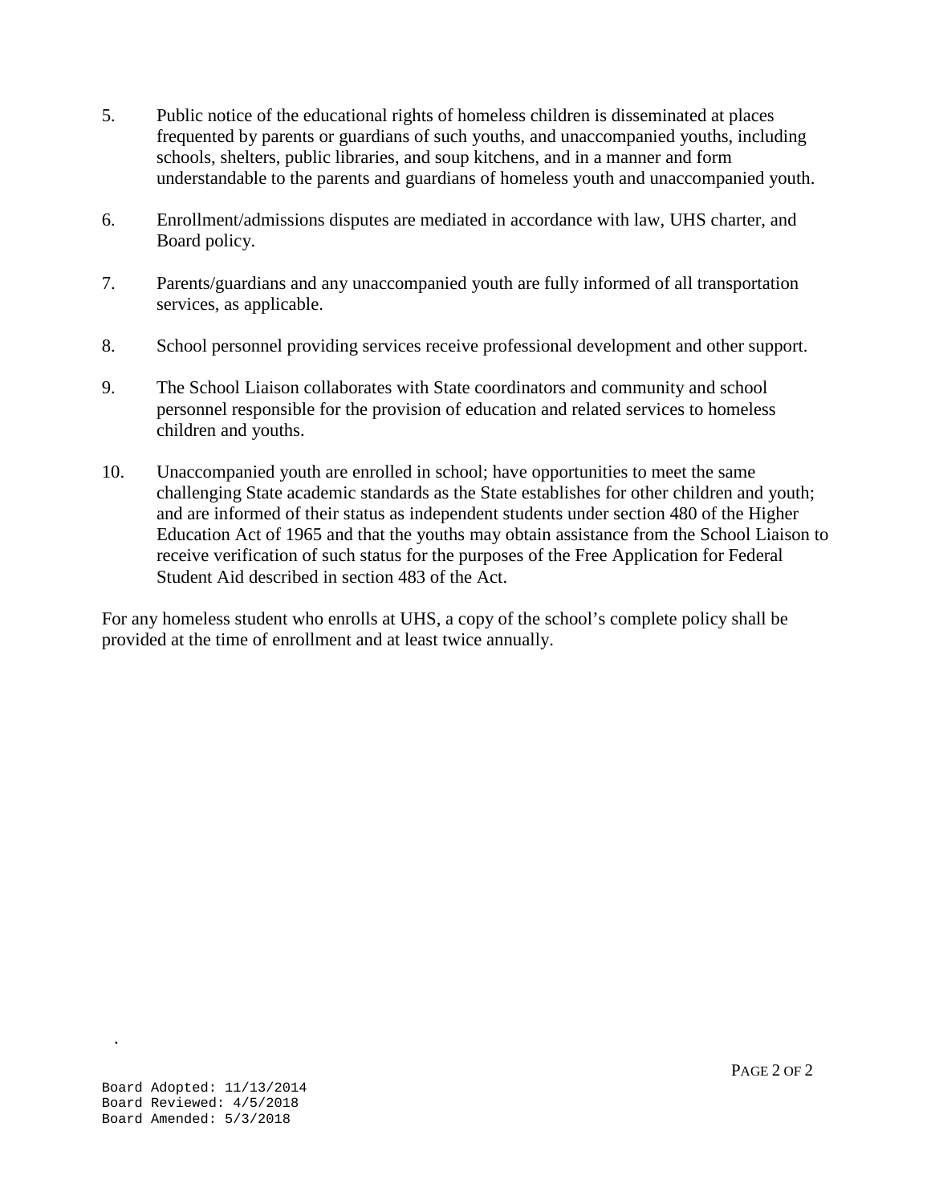5. Public notice of the educational rights of homeless children is disseminated at places frequented by parents or guardians of such youths, and unaccompanied youths, including schools, shelters, public libraries, and soup kitchens, and in a manner and form understandable to the parents and guardians of homeless youth and unaccompanied youth.

6. Enrollment/admissions disputes are mediated in accordance with law, UHS charter, and Board policy.

7. Parents/guardians and any unaccompanied youth are fully informed of all transportation services, as applicable.

8. School personnel providing services receive professional development and other support.

9. The School Liaison collaborates with State coordinators and community and school personnel responsible for the provision of education and related services to homeless children and youths.

10. Unaccompanied youth are enrolled in school; have opportunities to meet the same challenging State academic standards as the State establishes for other children and youth; and are informed of their status as independent students under section 480 of the Higher Education Act of 1965 and that the youths may obtain assistance from the School Liaison to receive verification of such status for the purposes of the Free Application for Federal Student Aid described in section 483 of the Act.

For any homeless student who enrolls at UHS, a copy of the school's complete policy shall be provided at the time of enrollment and at least twice annually.

Board Adopted: 11/13/2014
Board Reviewed: 4/5/2018
Board Amended: 5/3/2018